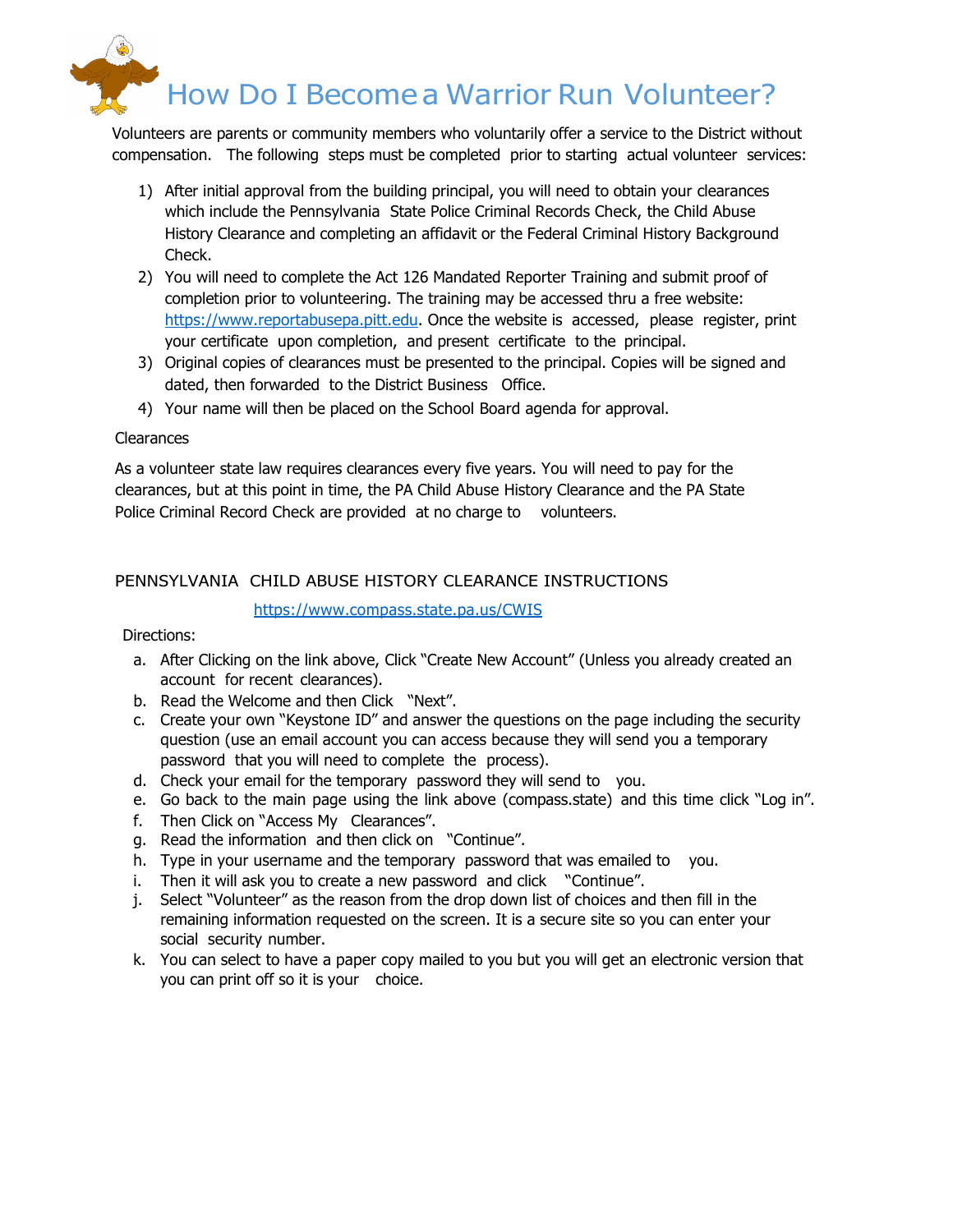# How Do I Become a Warrior Run Volunteer?

Volunteers are parents or community members who voluntarily offer a service to the District without compensation. The following steps must be completed prior to starting actual volunteer services:

1) After initial approval from the building principal, you will need to obtain your clearances which include the Pennsylvania State Police Criminal Records Check, the Child Abuse History Clearance and completing an affidavit or the Federal Criminal History Background Check.
2) You will need to complete the Act 126 Mandated Reporter Training and submit proof of completion prior to volunteering. The training may be accessed thru a free website: https://www.reportabusepa.pitt.edu. Once the website is accessed, please register, print your certificate upon completion, and present certificate to the principal.
3) Original copies of clearances must be presented to the principal. Copies will be signed and dated, then forwarded to the District Business Office.
4) Your name will then be placed on the School Board agenda for approval.

Clearances

As a volunteer state law requires clearances every five years. You will need to pay for the clearances, but at this point in time, the PA Child Abuse History Clearance and the PA State Police Criminal Record Check are provided at no charge to volunteers.

## PENNSYLVANIA CHILD ABUSE HISTORY CLEARANCE INSTRUCTIONS

https://www.compass.state.pa.us/CWIS

Directions:

a. After Clicking on the link above, Click "Create New Account" (Unless you already created an account for recent clearances).
b. Read the Welcome and then Click "Next".
c. Create your own "Keystone ID" and answer the questions on the page including the security question (use an email account you can access because they will send you a temporary password that you will need to complete the process).
d. Check your email for the temporary password they will send to you.
e. Go back to the main page using the link above (compass.state) and this time click "Log in".
f. Then Click on "Access My Clearances".
g. Read the information and then click on "Continue".
h. Type in your username and the temporary password that was emailed to you.
i. Then it will ask you to create a new password and click "Continue".
j. Select "Volunteer" as the reason from the drop down list of choices and then fill in the remaining information requested on the screen. It is a secure site so you can enter your social security number.
k. You can select to have a paper copy mailed to you but you will get an electronic version that you can print off so it is your choice.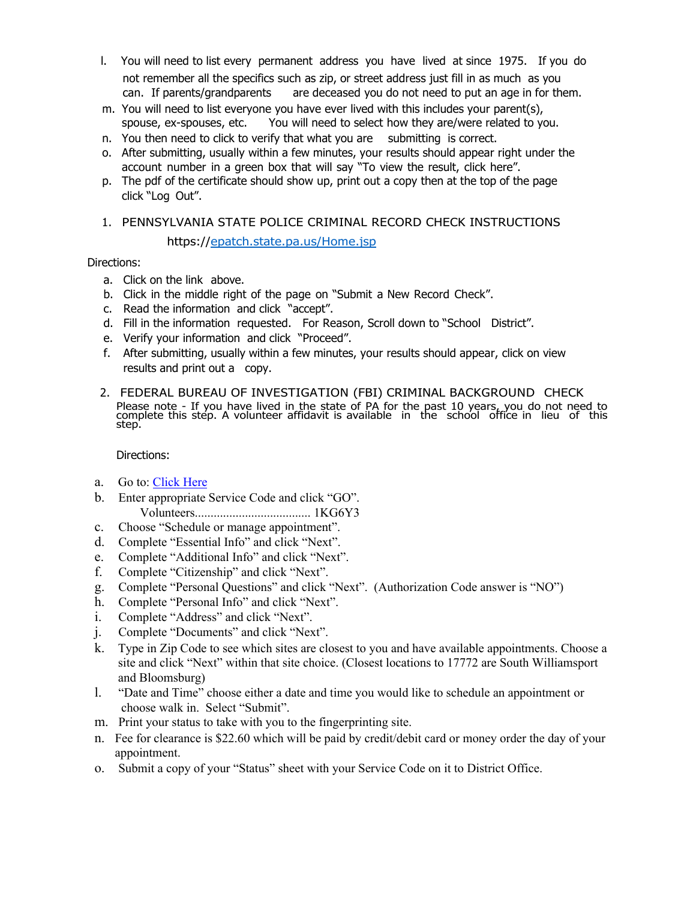l. You will need to list every permanent address you have lived at since 1975. If you do not remember all the specifics such as zip, or street address just fill in as much as you can. If parents/grandparents are deceased you do not need to put an age in for them.

m. You will need to list everyone you have ever lived with this includes your parent(s), spouse, ex-spouses, etc. You will need to select how they are/were related to you.

n. You then need to click to verify that what you are submitting is correct.

o. After submitting, usually within a few minutes, your results should appear right under the account number in a green box that will say "To view the result, click here".

p. The pdf of the certificate should show up, print out a copy then at the top of the page click "Log Out".

## 1. PENNSYLVANIA STATE POLICE CRIMINAL RECORD CHECK INSTRUCTIONS

https://epatch.state.pa.us/Home.jsp

Directions:

a. Click on the link above.

b. Click in the middle right of the page on "Submit a New Record Check".

c. Read the information and click "accept".

d. Fill in the information requested. For Reason, Scroll down to "School District".

e. Verify your information and click "Proceed".

f. After submitting, usually within a few minutes, your results should appear, click on view results and print out a copy.

## 2. FEDERAL BUREAU OF INVESTIGATION (FBI) CRIMINAL BACKGROUND CHECK

Please note - If you have lived in the state of PA for the past 10 years, you do not need to complete this step. A volunteer affidavit is available in the school office in lieu of this step.

Directions:

a. Go to: Click Here

b. Enter appropriate Service Code and click "GO".
   Volunteers.................................... 1KG6Y3

c. Choose "Schedule or manage appointment".

d. Complete "Essential Info" and click "Next".

e. Complete "Additional Info" and click "Next".

f. Complete "Citizenship" and click "Next".

g. Complete "Personal Questions" and click "Next". (Authorization Code answer is "NO")

h. Complete "Personal Info" and click "Next".

i. Complete "Address" and click "Next".

j. Complete "Documents" and click "Next".

k. Type in Zip Code to see which sites are closest to you and have available appointments. Choose a site and click "Next" within that site choice. (Closest locations to 17772 are South Williamsport and Bloomsburg)

l. "Date and Time" choose either a date and time you would like to schedule an appointment or choose walk in. Select "Submit".

m. Print your status to take with you to the fingerprinting site.

n. Fee for clearance is $22.60 which will be paid by credit/debit card or money order the day of your appointment.

o. Submit a copy of your "Status" sheet with your Service Code on it to District Office.